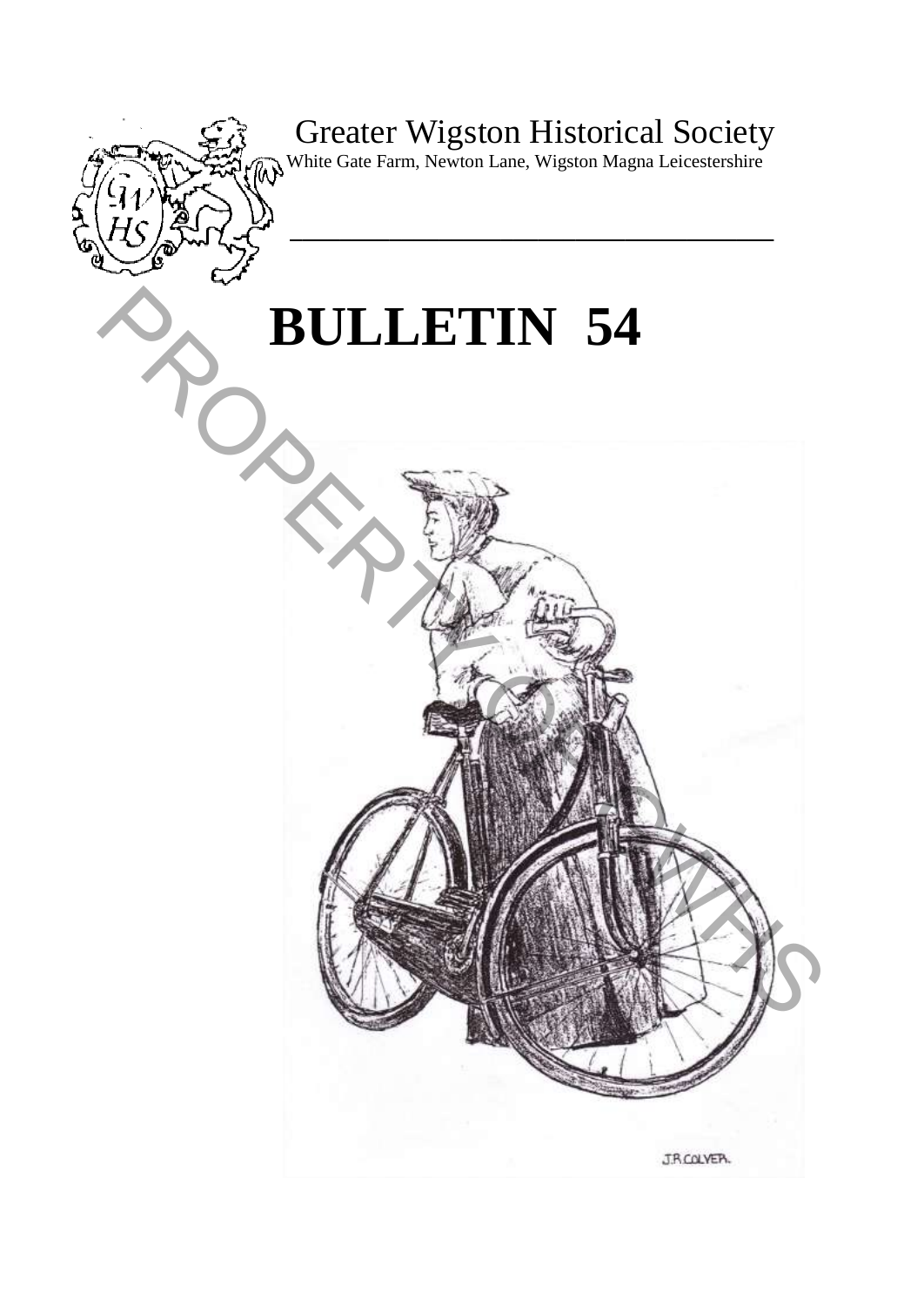Greater Wigston Historical Society

White Gate Farm, Newton Lane, Wigston Magna Leicestershire

# BULLETIN 54

J.R.COLVER.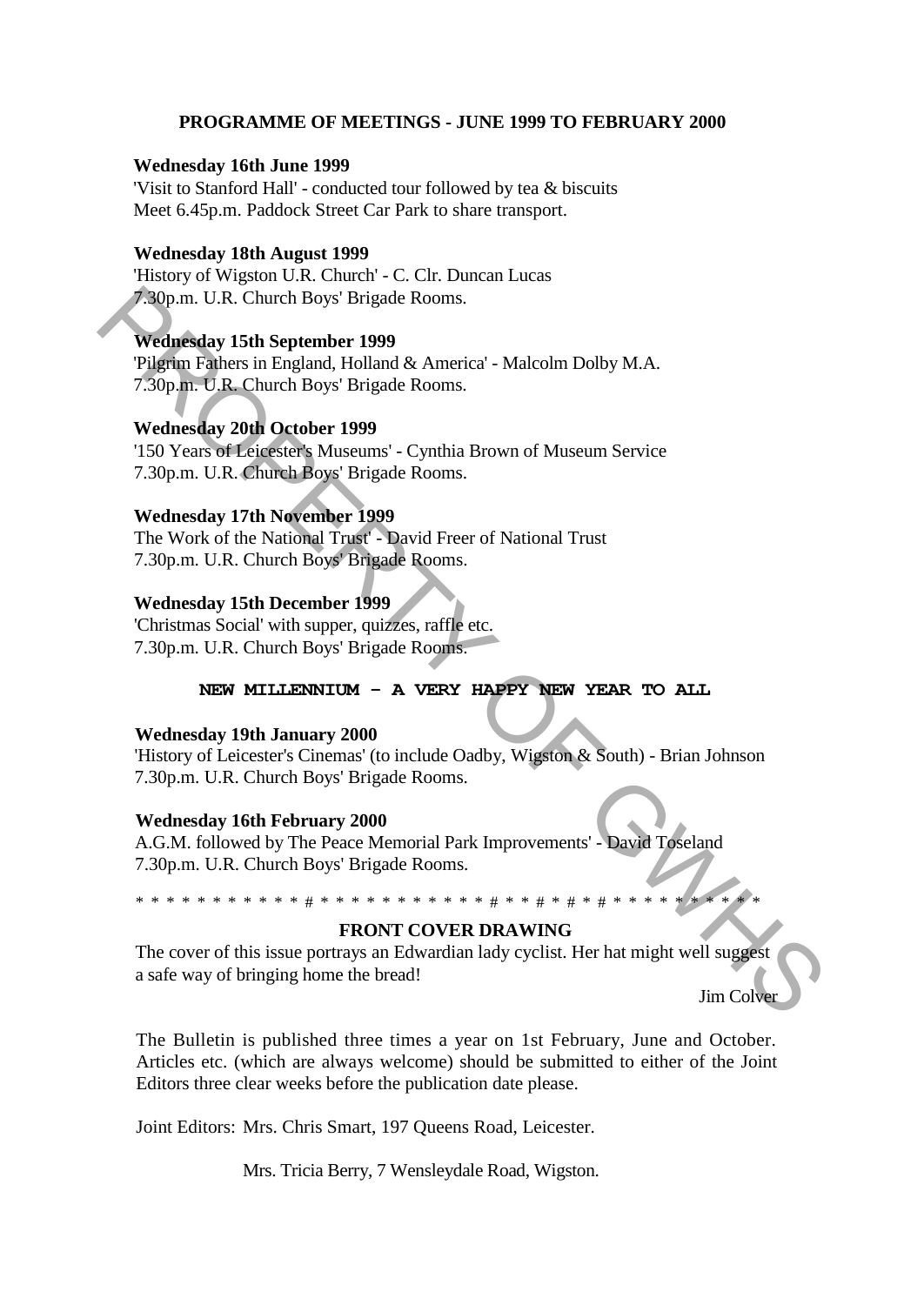## PROGRAMME OF MEETINGS - JUNE 1999 TO FEBRUARY 2000

**Wednesday 16th June 1999**
'Visit to Stanford Hall' - conducted tour followed by tea & biscuits
Meet 6.45p.m. Paddock Street Car Park to share transport.

**Wednesday 18th August 1999**
'History of Wigston U.R. Church' - C. Clr. Duncan Lucas
7.30p.m. U.R. Church Boys' Brigade Rooms.

**Wednesday 15th September 1999**
'Pilgrim Fathers in England, Holland & America' - Malcolm Dolby M.A.
7.30p.m. U.R. Church Boys' Brigade Rooms.

**Wednesday 20th October 1999**
'150 Years of Leicester's Museums' - Cynthia Brown of Museum Service
7.30p.m. U.R. Church Boys' Brigade Rooms.

**Wednesday 17th November 1999**
The Work of the National Trust' - David Freer of National Trust
7.30p.m. U.R. Church Boys' Brigade Rooms.

**Wednesday 15th December 1999**
'Christmas Social' with supper, quizzes, raffle etc.
7.30p.m. U.R. Church Boys' Brigade Rooms.

**NEW MILLENNIUM - A VERY HAPPY NEW YEAR TO ALL**

**Wednesday 19th January 2000**
'History of Leicester's Cinemas' (to include Oadby, Wigston & South) - Brian Johnson
7.30p.m. U.R. Church Boys' Brigade Rooms.

**Wednesday 16th February 2000**
A.G.M. followed by The Peace Memorial Park Improvements' - David Toseland
7.30p.m. U.R. Church Boys' Brigade Rooms.

* * * * * * * * * * * # * * * * * * * * * * * * # * * * # * # * # * * * * * * * * * * * *

### FRONT COVER DRAWING

The cover of this issue portrays an Edwardian lady cyclist. Her hat might well suggest a safe way of bringing home the bread!

Jim Colver

The Bulletin is published three times a year on 1st February, June and October. Articles etc. (which are always welcome) should be submitted to either of the Joint Editors three clear weeks before the publication date please.

Joint Editors: Mrs. Chris Smart, 197 Queens Road, Leicester.

Mrs. Tricia Berry, 7 Wensleydale Road, Wigston.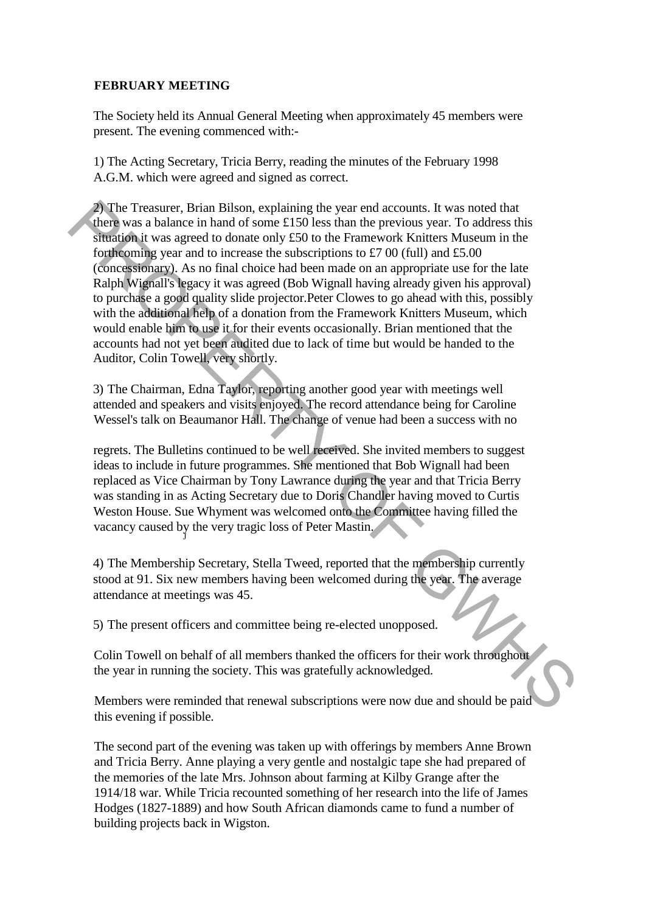**FEBRUARY MEETING**

The Society held its Annual General Meeting when approximately 45 members were present. The evening commenced with:-

1) The Acting Secretary, Tricia Berry, reading the minutes of the February 1998 A.G.M. which were agreed and signed as correct.

2) The Treasurer, Brian Bilson, explaining the year end accounts. It was noted that there was a balance in hand of some £150 less than the previous year. To address this situation it was agreed to donate only £50 to the Framework Knitters Museum in the forthcoming year and to increase the subscriptions to £7 00 (full) and £5.00 (concessionary). As no final choice had been made on an appropriate use for the late Ralph Wignall's legacy it was agreed (Bob Wignall having already given his approval) to purchase a good quality slide projector.Peter Clowes to go ahead with this, possibly with the additional help of a donation from the Framework Knitters Museum, which would enable him to use it for their events occasionally. Brian mentioned that the accounts had not yet been audited due to lack of time but would be handed to the Auditor, Colin Towell, very shortly.

3) The Chairman, Edna Taylor, reporting another good year with meetings well attended and speakers and visits enjoyed. The record attendance being for Caroline Wessel's talk on Beaumanor Hall. The change of venue had been a success with no regrets. The Bulletins continued to be well received. She invited members to suggest ideas to include in future programmes. She mentioned that Bob Wignall had been replaced as Vice Chairman by Tony Lawrance during the year and that Tricia Berry was standing in as Acting Secretary due to Doris Chandler having moved to Curtis Weston House. Sue Whyment was welcomed onto the Committee having filled the vacancy caused by the very tragic loss of Peter Mastin.

4) The Membership Secretary, Stella Tweed, reported that the membership currently stood at 91. Six new members having been welcomed during the year. The average attendance at meetings was 45.

5) The present officers and committee being re-elected unopposed.

Colin Towell on behalf of all members thanked the officers for their work throughout the year in running the society. This was gratefully acknowledged.

Members were reminded that renewal subscriptions were now due and should be paid this evening if possible.

The second part of the evening was taken up with offerings by members Anne Brown and Tricia Berry. Anne playing a very gentle and nostalgic tape she had prepared of the memories of the late Mrs. Johnson about farming at Kilby Grange after the 1914/18 war. While Tricia recounted something of her research into the life of James Hodges (1827-1889) and how South African diamonds came to fund a number of building projects back in Wigston.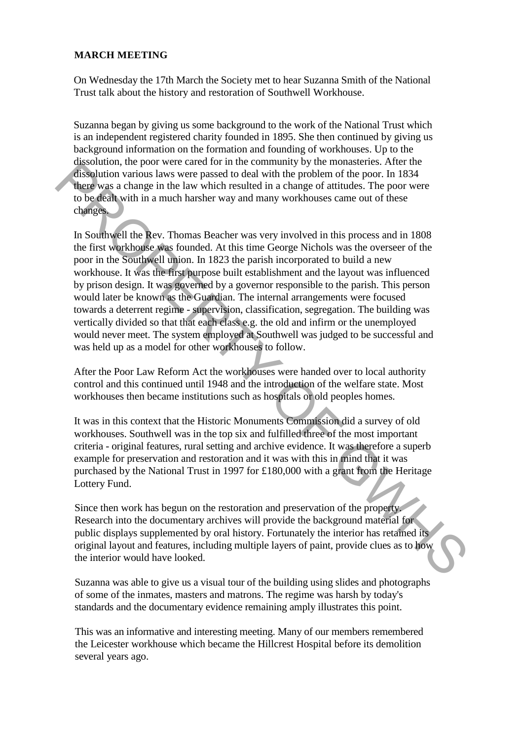**MARCH MEETING**

On Wednesday the 17th March the Society met to hear Suzanna Smith of the National Trust talk about the history and restoration of Southwell Workhouse.

Suzanna began by giving us some background to the work of the National Trust which is an independent registered charity founded in 1895. She then continued by giving us background information on the formation and founding of workhouses. Up to the dissolution, the poor were cared for in the community by the monasteries. After the dissolution various laws were passed to deal with the problem of the poor. In 1834 there was a change in the law which resulted in a change of attitudes. The poor were to be dealt with in a much harsher way and many workhouses came out of these changes.

In Southwell the Rev. Thomas Beacher was very involved in this process and in 1808 the first workhouse was founded. At this time George Nichols was the overseer of the poor in the Southwell union. In 1823 the parish incorporated to build a new workhouse. It was the first purpose built establishment and the layout was influenced by prison design. It was governed by a governor responsible to the parish. This person would later be known as the Guardian. The internal arrangements were focused towards a deterrent regime - supervision, classification, segregation. The building was vertically divided so that that each class e.g. the old and infirm or the unemployed would never meet. The system employed at Southwell was judged to be successful and was held up as a model for other workhouses to follow.

After the Poor Law Reform Act the workhouses were handed over to local authority control and this continued until 1948 and the introduction of the welfare state. Most workhouses then became institutions such as hospitals or old peoples homes.

It was in this context that the Historic Monuments Commission did a survey of old workhouses. Southwell was in the top six and fulfilled three of the most important criteria - original features, rural setting and archive evidence. It was therefore a superb example for preservation and restoration and it was with this in mind that it was purchased by the National Trust in 1997 for £180,000 with a grant from the Heritage Lottery Fund.

Since then work has begun on the restoration and preservation of the property. Research into the documentary archives will provide the background material for public displays supplemented by oral history. Fortunately the interior has retained its original layout and features, including multiple layers of paint, provide clues as to how the interior would have looked.

Suzanna was able to give us a visual tour of the building using slides and photographs of some of the inmates, masters and matrons. The regime was harsh by today's standards and the documentary evidence remaining amply illustrates this point.

This was an informative and interesting meeting. Many of our members remembered the Leicester workhouse which became the Hillcrest Hospital before its demolition several years ago.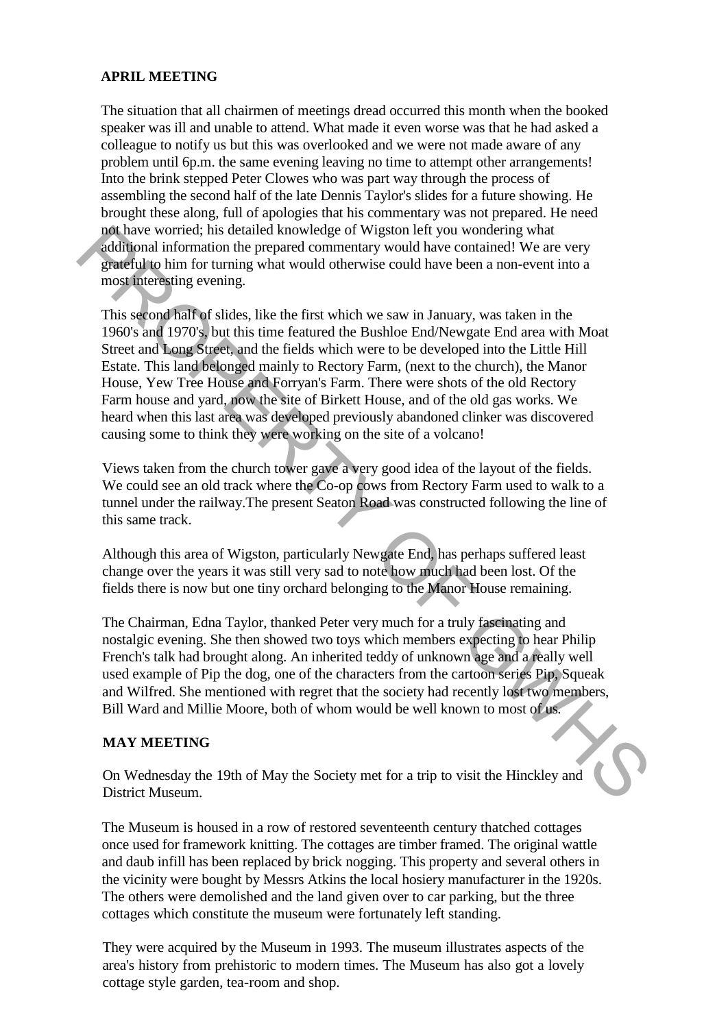**APRIL MEETING**

The situation that all chairmen of meetings dread occurred this month when the booked speaker was ill and unable to attend. What made it even worse was that he had asked a colleague to notify us but this was overlooked and we were not made aware of any problem until 6p.m. the same evening leaving no time to attempt other arrangements! Into the brink stepped Peter Clowes who was part way through the process of assembling the second half of the late Dennis Taylor's slides for a future showing. He brought these along, full of apologies that his commentary was not prepared. He need not have worried; his detailed knowledge of Wigston left you wondering what additional information the prepared commentary would have contained! We are very grateful to him for turning what would otherwise could have been a non-event into a most interesting evening.

This second half of slides, like the first which we saw in January, was taken in the 1960's and 1970's, but this time featured the Bushloe End/Newgate End area with Moat Street and Long Street, and the fields which were to be developed into the Little Hill Estate. This land belonged mainly to Rectory Farm, (next to the church), the Manor House, Yew Tree House and Forryan's Farm. There were shots of the old Rectory Farm house and yard, now the site of Birkett House, and of the old gas works. We heard when this last area was developed previously abandoned clinker was discovered causing some to think they were working on the site of a volcano!

Views taken from the church tower gave a very good idea of the layout of the fields. We could see an old track where the Co-op cows from Rectory Farm used to walk to a tunnel under the railway.The present Seaton Road was constructed following the line of this same track.

Although this area of Wigston, particularly Newgate End, has perhaps suffered least change over the years it was still very sad to note how much had been lost. Of the fields there is now but one tiny orchard belonging to the Manor House remaining.

The Chairman, Edna Taylor, thanked Peter very much for a truly fascinating and nostalgic evening. She then showed two toys which members expecting to hear Philip French's talk had brought along. An inherited teddy of unknown age and a really well used example of Pip the dog, one of the characters from the cartoon series Pip, Squeak and Wilfred. She mentioned with regret that the society had recently lost two members, Bill Ward and Millie Moore, both of whom would be well known to most of us.

**MAY MEETING**

On Wednesday the 19th of May the Society met for a trip to visit the Hinckley and District Museum.

The Museum is housed in a row of restored seventeenth century thatched cottages once used for framework knitting. The cottages are timber framed. The original wattle and daub infill has been replaced by brick nogging. This property and several others in the vicinity were bought by Messrs Atkins the local hosiery manufacturer in the 1920s. The others were demolished and the land given over to car parking, but the three cottages which constitute the museum were fortunately left standing.

They were acquired by the Museum in 1993. The museum illustrates aspects of the area's history from prehistoric to modern times. The Museum has also got a lovely cottage style garden, tea-room and shop.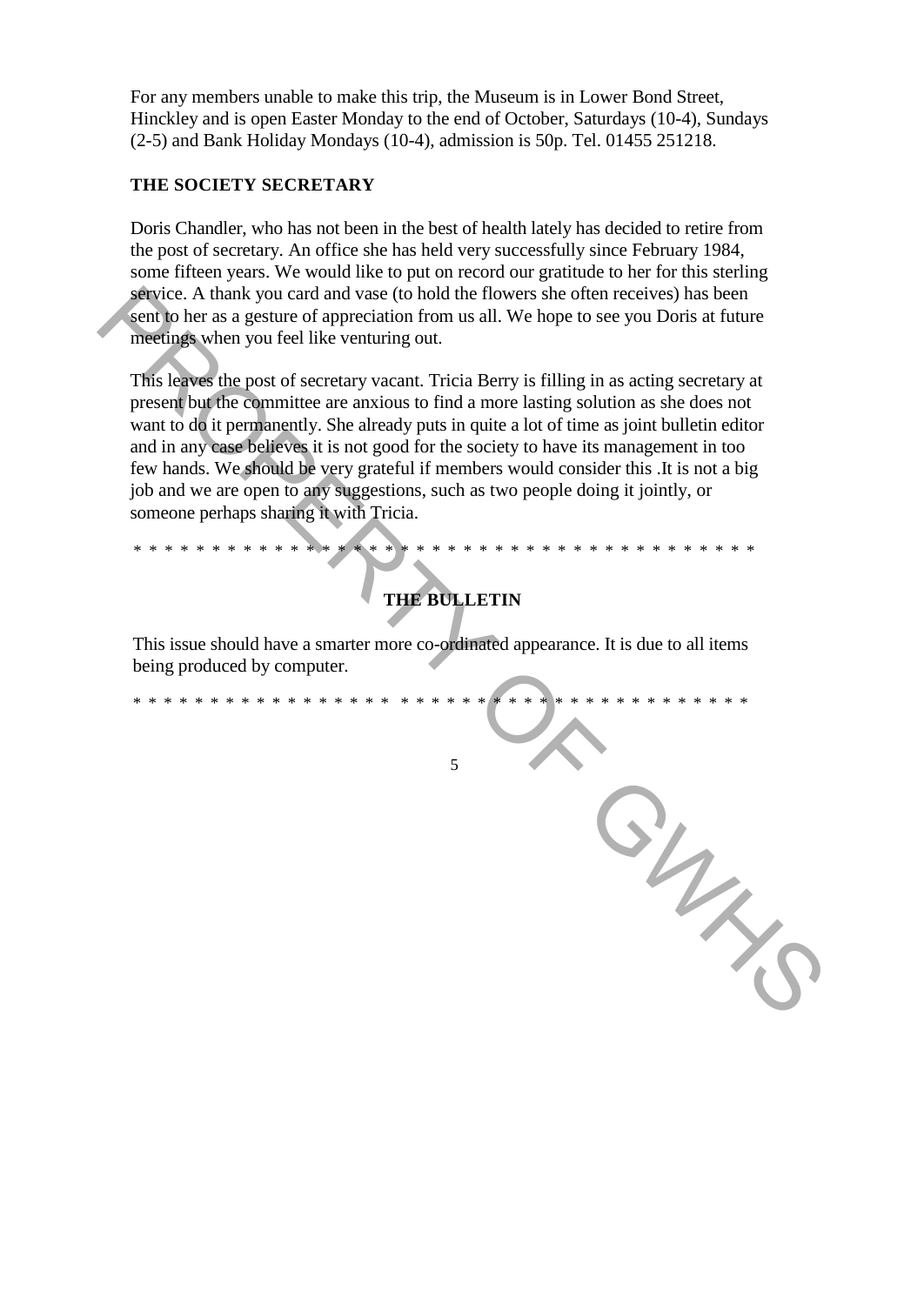For any members unable to make this trip, the Museum is in Lower Bond Street, Hinckley and is open Easter Monday to the end of October, Saturdays (10-4), Sundays (2-5) and Bank Holiday Mondays (10-4), admission is 50p. Tel. 01455 251218.

**THE SOCIETY SECRETARY**

Doris Chandler, who has not been in the best of health lately has decided to retire from the post of secretary. An office she has held very successfully since February 1984, some fifteen years. We would like to put on record our gratitude to her for this sterling service. A thank you card and vase (to hold the flowers she often receives) has been sent to her as a gesture of appreciation from us all. We hope to see you Doris at future meetings when you feel like venturing out.

This leaves the post of secretary vacant. Tricia Berry is filling in as acting secretary at present but the committee are anxious to find a more lasting solution as she does not want to do it permanently. She already puts in quite a lot of time as joint bulletin editor and in any case believes it is not good for the society to have its management in too few hands. We should be very grateful if members would consider this .It is not a big job and we are open to any suggestions, such as two people doing it jointly, or someone perhaps sharing it with Tricia.

* * * * * * * * * * * * * * * * * * * * * * * * * * * * * * * * * * * * * * * * * * * *

**THE BULLETIN**

This issue should have a smarter more co-ordinated appearance. It is due to all items being produced by computer.

* * * * * * * * * * * * * * * * * * * * * * * * * * * * * * * * * * * * * * * * * * *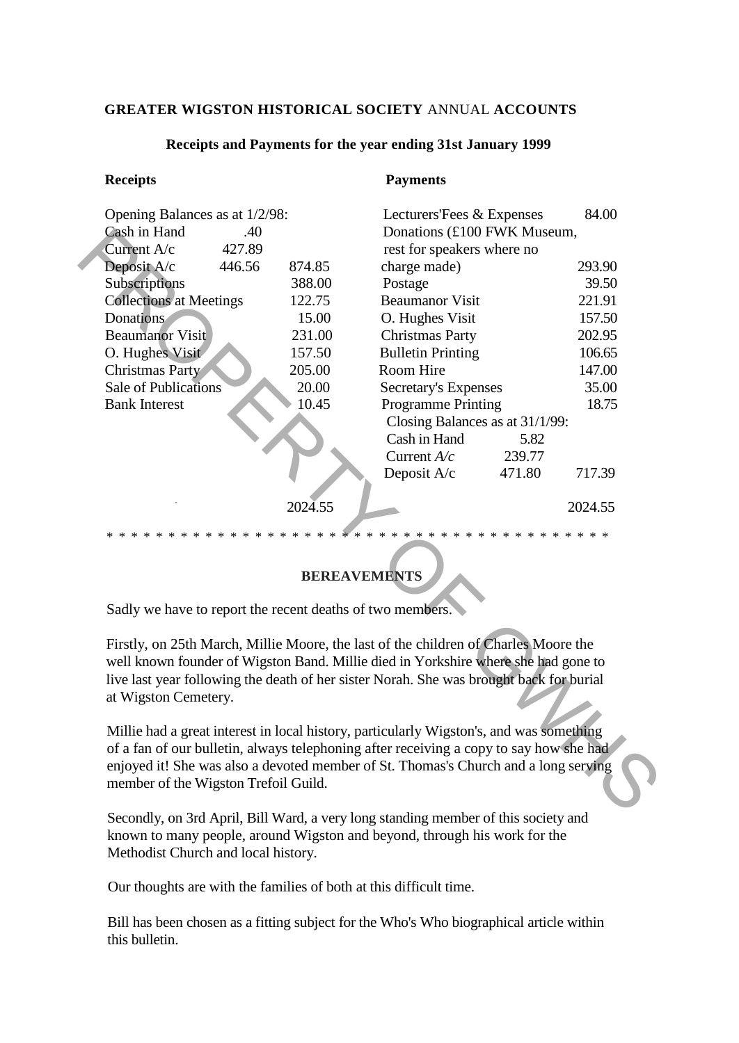**GREATER WIGSTON HISTORICAL SOCIETY** ANNUAL **ACCOUNTS**

**Receipts and Payments for the year ending 31st January 1999**

| **Receipts** | | | **Payments** | | |
|---|---|---|---|---|---|
| Opening Balances as at 1/2/98: | | | Lecturers'Fees & Expenses | | 84.00 |
| Cash in Hand | .40 | | Donations (£100 FWK Museum, rest for speakers where no charge made) | | 293.90 |
| Current A/c | 427.89 | | | | |
| Deposit A/c | 446.56 | 874.85 | | | |
| Subscriptions | | 388.00 | Postage | | 39.50 |
| Collections at Meetings | | 122.75 | Beaumanor Visit | | 221.91 |
| Donations | | 15.00 | O. Hughes Visit | | 157.50 |
| Beaumanor Visit | | 231.00 | Christmas Party | | 202.95 |
| O. Hughes Visit | | 157.50 | Bulletin Printing | | 106.65 |
| Christmas Party | | 205.00 | Room Hire | | 147.00 |
| Sale of Publications | | 20.00 | Secretary's Expenses | | 35.00 |
| Bank Interest | | 10.45 | Programme Printing | | 18.75 |
| | | | Closing Balances as at 31/1/99: | | |
| | | | Cash in Hand | 5.82 | |
| | | | Current *A/c* | 239.77 | |
| | | | Deposit A/c | 471.80 | 717.39 |
| | | 2024.55 | | | 2024.55 |

* * * * * * * * * * * * * * * * * * * * * * * * * * * * * * * * * * * * * * * * * * *

**BEREAVEMENTS**

Sadly we have to report the recent deaths of two members.

Firstly, on 25th March, Millie Moore, the last of the children of Charles Moore the well known founder of Wigston Band. Millie died in Yorkshire where she had gone to live last year following the death of her sister Norah. She was brought back for burial at Wigston Cemetery.

Millie had a great interest in local history, particularly Wigston's, and was something of a fan of our bulletin, always telephoning after receiving a copy to say how she had enjoyed it! She was also a devoted member of St. Thomas's Church and a long serving member of the Wigston Trefoil Guild.

Secondly, on 3rd April, Bill Ward, a very long standing member of this society and known to many people, around Wigston and beyond, through his work for the Methodist Church and local history.

Our thoughts are with the families of both at this difficult time.

Bill has been chosen as a fitting subject for the Who's Who biographical article within this bulletin.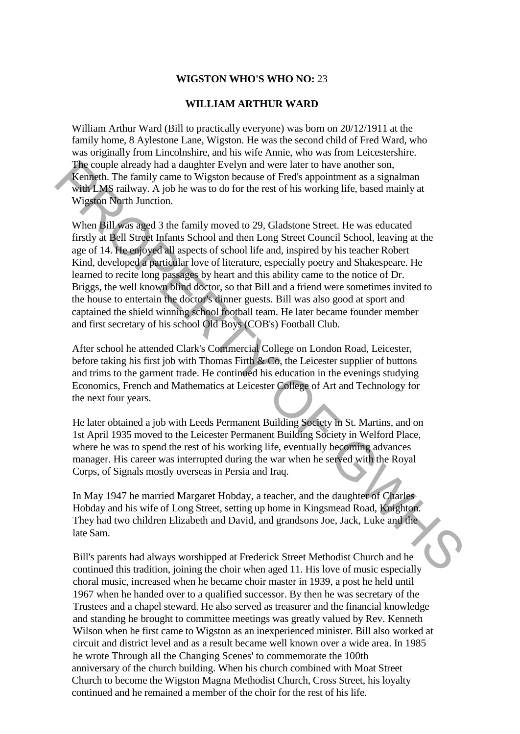**WIGSTON WHO'S WHO NO:** 23

**WILLIAM ARTHUR WARD**

William Arthur Ward (Bill to practically everyone) was born on 20/12/1911 at the family home, 8 Aylestone Lane, Wigston. He was the second child of Fred Ward, who was originally from Lincolnshire, and his wife Annie, who was from Leicestershire. The couple already had a daughter Evelyn and were later to have another son, Kenneth. The family came to Wigston because of Fred's appointment as a signalman with LMS railway. A job he was to do for the rest of his working life, based mainly at Wigston North Junction.

When Bill was aged 3 the family moved to 29, Gladstone Street. He was educated firstly at Bell Street Infants School and then Long Street Council School, leaving at the age of 14. He enjoyed all aspects of school life and, inspired by his teacher Robert Kind, developed a particular love of literature, especially poetry and Shakespeare. He learned to recite long passages by heart and this ability came to the notice of Dr. Briggs, the well known blind doctor, so that Bill and a friend were sometimes invited to the house to entertain the doctor's dinner guests. Bill was also good at sport and captained the shield winning school football team. He later became founder member and first secretary of his school Old Boys (COB's) Football Club.

After school he attended Clark's Commercial College on London Road, Leicester, before taking his first job with Thomas Firth & Co, the Leicester supplier of buttons and trims to the garment trade. He continued his education in the evenings studying Economics, French and Mathematics at Leicester College of Art and Technology for the next four years.

He later obtained a job with Leeds Permanent Building Society in St. Martins, and on 1st April 1935 moved to the Leicester Permanent Building Society in Welford Place, where he was to spend the rest of his working life, eventually becoming advances manager. His career was interrupted during the war when he served with the Royal Corps, of Signals mostly overseas in Persia and Iraq.

In May 1947 he married Margaret Hobday, a teacher, and the daughter of Charles Hobday and his wife of Long Street, setting up home in Kingsmead Road, Knighton. They had two children Elizabeth and David, and grandsons Joe, Jack, Luke and the late Sam.

Bill's parents had always worshipped at Frederick Street Methodist Church and he continued this tradition, joining the choir when aged 11. His love of music especially choral music, increased when he became choir master in 1939, a post he held until 1967 when he handed over to a qualified successor. By then he was secretary of the Trustees and a chapel steward. He also served as treasurer and the financial knowledge and standing he brought to committee meetings was greatly valued by Rev. Kenneth Wilson when he first came to Wigston as an inexperienced minister. Bill also worked at circuit and district level and as a result became well known over a wide area. In 1985 he wrote Through all the Changing Scenes' to commemorate the 100th anniversary of the church building. When his church combined with Moat Street Church to become the Wigston Magna Methodist Church, Cross Street, his loyalty continued and he remained a member of the choir for the rest of his life.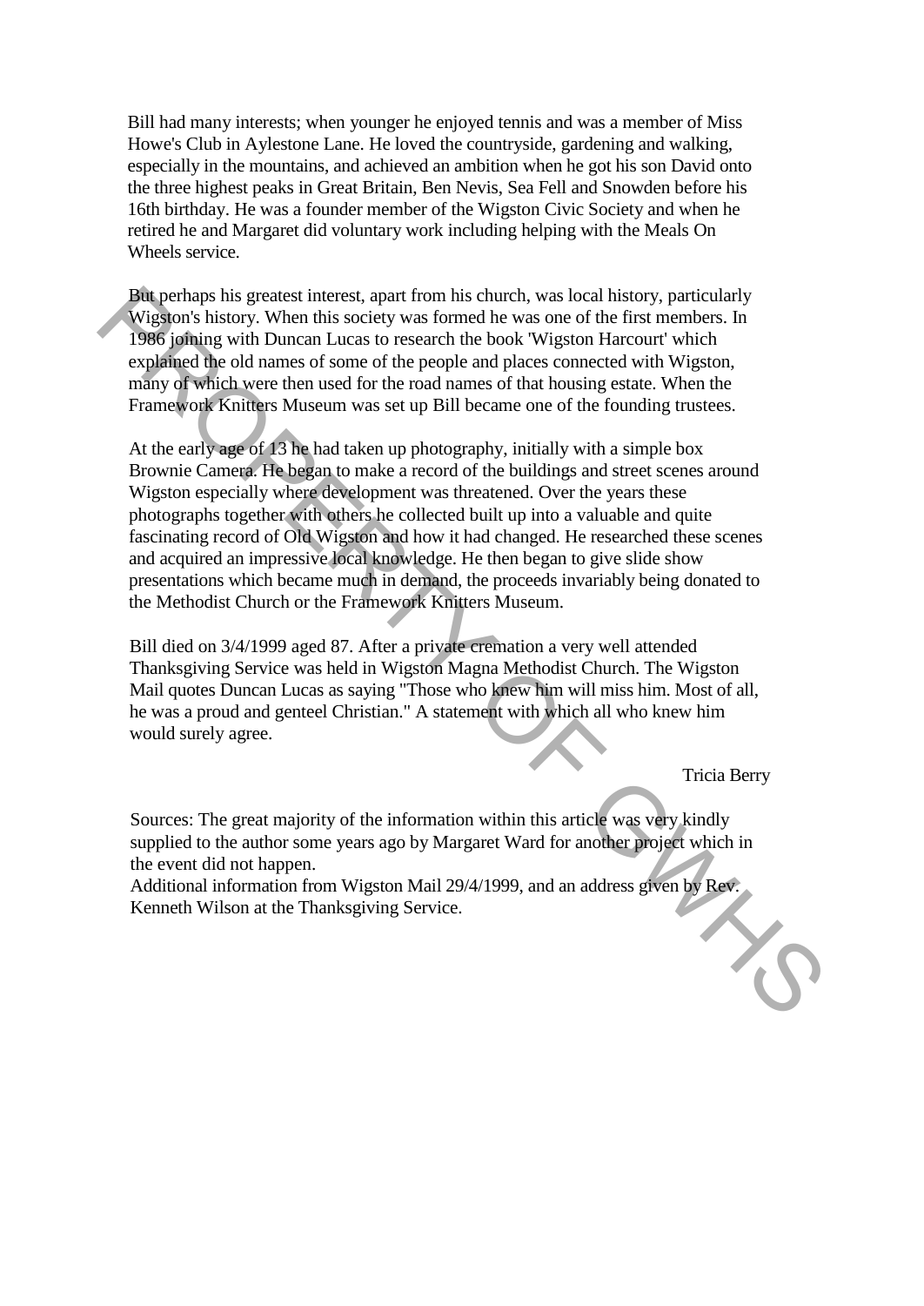Bill had many interests; when younger he enjoyed tennis and was a member of Miss Howe's Club in Aylestone Lane. He loved the countryside, gardening and walking, especially in the mountains, and achieved an ambition when he got his son David onto the three highest peaks in Great Britain, Ben Nevis, Sea Fell and Snowden before his 16th birthday. He was a founder member of the Wigston Civic Society and when he retired he and Margaret did voluntary work including helping with the Meals On Wheels service.

But perhaps his greatest interest, apart from his church, was local history, particularly Wigston's history. When this society was formed he was one of the first members. In 1986 joining with Duncan Lucas to research the book 'Wigston Harcourt' which explained the old names of some of the people and places connected with Wigston, many of which were then used for the road names of that housing estate. When the Framework Knitters Museum was set up Bill became one of the founding trustees.

At the early age of 13 he had taken up photography, initially with a simple box Brownie Camera. He began to make a record of the buildings and street scenes around Wigston especially where development was threatened. Over the years these photographs together with others he collected built up into a valuable and quite fascinating record of Old Wigston and how it had changed. He researched these scenes and acquired an impressive local knowledge. He then began to give slide show presentations which became much in demand, the proceeds invariably being donated to the Methodist Church or the Framework Knitters Museum.

Bill died on 3/4/1999 aged 87. After a private cremation a very well attended Thanksgiving Service was held in Wigston Magna Methodist Church. The Wigston Mail quotes Duncan Lucas as saying "Those who knew him will miss him. Most of all, he was a proud and genteel Christian." A statement with which all who knew him would surely agree.

Tricia Berry

Sources: The great majority of the information within this article was very kindly supplied to the author some years ago by Margaret Ward for another project which in the event did not happen.
Additional information from Wigston Mail 29/4/1999, and an address given by Rev. Kenneth Wilson at the Thanksgiving Service.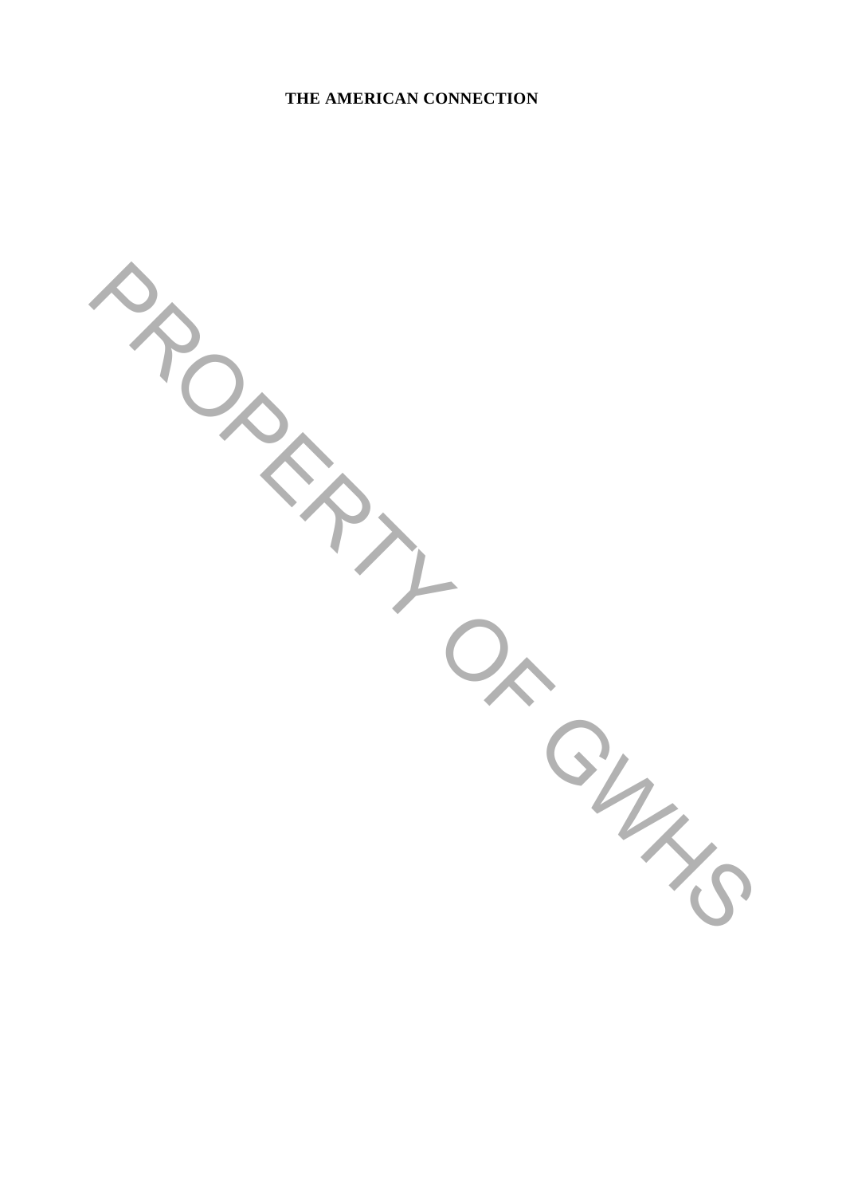**THE AMERICAN CONNECTION**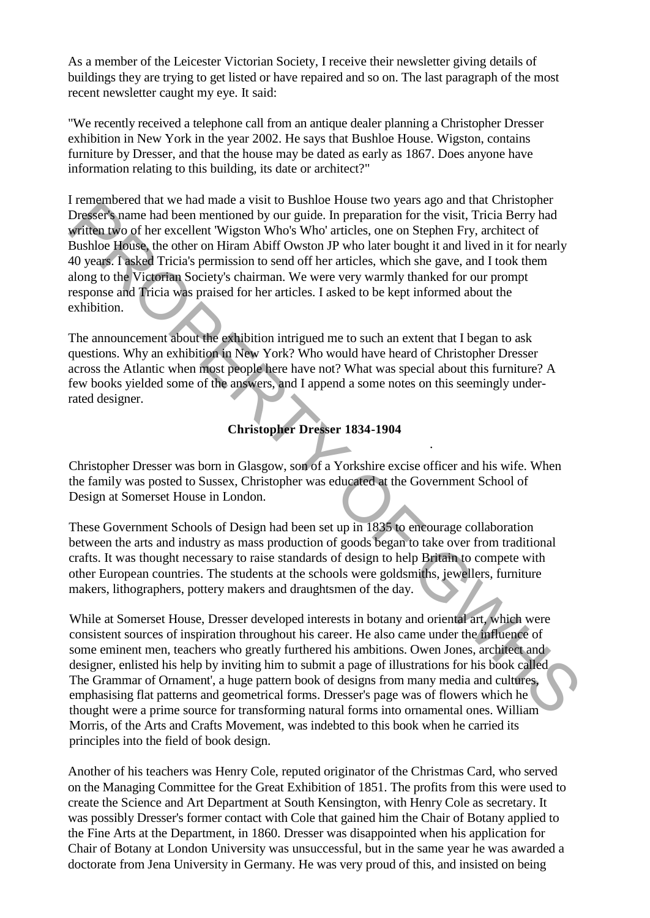As a member of the Leicester Victorian Society, I receive their newsletter giving details of buildings they are trying to get listed or have repaired and so on. The last paragraph of the most recent newsletter caught my eye. It said:

"We recently received a telephone call from an antique dealer planning a Christopher Dresser exhibition in New York in the year 2002. He says that Bushloe House. Wigston, contains furniture by Dresser, and that the house may be dated as early as 1867. Does anyone have information relating to this building, its date or architect?"

I remembered that we had made a visit to Bushloe House two years ago and that Christopher Dresser's name had been mentioned by our guide. In preparation for the visit, Tricia Berry had written two of her excellent 'Wigston Who's Who' articles, one on Stephen Fry, architect of Bushloe House, the other on Hiram Abiff Owston JP who later bought it and lived in it for nearly 40 years. I asked Tricia's permission to send off her articles, which she gave, and I took them along to the Victorian Society's chairman. We were very warmly thanked for our prompt response and Tricia was praised for her articles. I asked to be kept informed about the exhibition.

The announcement about the exhibition intrigued me to such an extent that I began to ask questions. Why an exhibition in New York? Who would have heard of Christopher Dresser across the Atlantic when most people here have not? What was special about this furniture? A few books yielded some of the answers, and I append a some notes on this seemingly under-rated designer.

## Christopher Dresser 1834-1904

Christopher Dresser was born in Glasgow, son of a Yorkshire excise officer and his wife. When the family was posted to Sussex, Christopher was educated at the Government School of Design at Somerset House in London.

These Government Schools of Design had been set up in 1835 to encourage collaboration between the arts and industry as mass production of goods began to take over from traditional crafts. It was thought necessary to raise standards of design to help Britain to compete with other European countries. The students at the schools were goldsmiths, jewellers, furniture makers, lithographers, pottery makers and draughtsmen of the day.

While at Somerset House, Dresser developed interests in botany and oriental art, which were consistent sources of inspiration throughout his career. He also came under the influence of some eminent men, teachers who greatly furthered his ambitions. Owen Jones, architect and designer, enlisted his help by inviting him to submit a page of illustrations for his book called The Grammar of Ornament', a huge pattern book of designs from many media and cultures, emphasising flat patterns and geometrical forms. Dresser's page was of flowers which he thought were a prime source for transforming natural forms into ornamental ones. William Morris, of the Arts and Crafts Movement, was indebted to this book when he carried its principles into the field of book design.

Another of his teachers was Henry Cole, reputed originator of the Christmas Card, who served on the Managing Committee for the Great Exhibition of 1851. The profits from this were used to create the Science and Art Department at South Kensington, with Henry Cole as secretary. It was possibly Dresser's former contact with Cole that gained him the Chair of Botany applied to the Fine Arts at the Department, in 1860. Dresser was disappointed when his application for Chair of Botany at London University was unsuccessful, but in the same year he was awarded a doctorate from Jena University in Germany. He was very proud of this, and insisted on being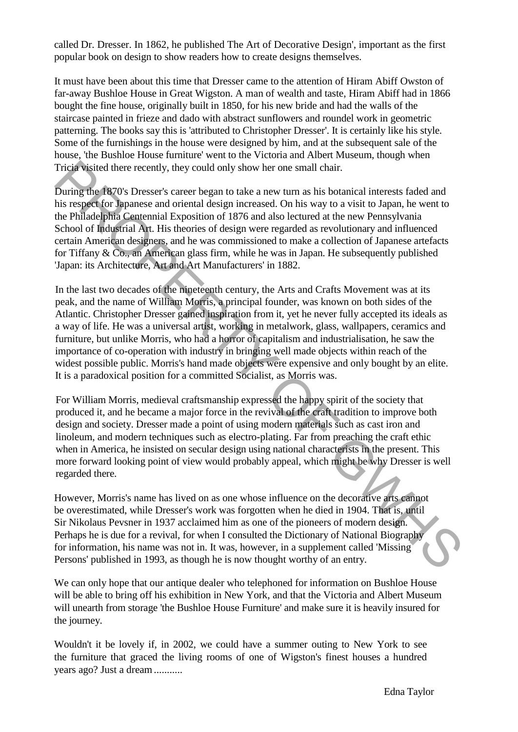called Dr. Dresser. In 1862, he published The Art of Decorative Design', important as the first popular book on design to show readers how to create designs themselves.

It must have been about this time that Dresser came to the attention of Hiram Abiff Owston of far-away Bushloe House in Great Wigston. A man of wealth and taste, Hiram Abiff had in 1866 bought the fine house, originally built in 1850, for his new bride and had the walls of the staircase painted in frieze and dado with abstract sunflowers and roundel work in geometric patterning. The books say this is 'attributed to Christopher Dresser'. It is certainly like his style. Some of the furnishings in the house were designed by him, and at the subsequent sale of the house, 'the Bushloe House furniture' went to the Victoria and Albert Museum, though when Tricia visited there recently, they could only show her one small chair.

During the 1870's Dresser's career began to take a new turn as his botanical interests faded and his respect for Japanese and oriental design increased. On his way to a visit to Japan, he went to the Philadelphia Centennial Exposition of 1876 and also lectured at the new Pennsylvania School of Industrial Art. His theories of design were regarded as revolutionary and influenced certain American designers, and he was commissioned to make a collection of Japanese artefacts for Tiffany & Co., an American glass firm, while he was in Japan. He subsequently published 'Japan: its Architecture, Art and Art Manufacturers' in 1882.

In the last two decades of the nineteenth century, the Arts and Crafts Movement was at its peak, and the name of William Morris, a principal founder, was known on both sides of the Atlantic. Christopher Dresser gained inspiration from it, yet he never fully accepted its ideals as a way of life. He was a universal artist, working in metalwork, glass, wallpapers, ceramics and furniture, but unlike Morris, who had a horror of capitalism and industrialisation, he saw the importance of co-operation with industry in bringing well made objects within reach of the widest possible public. Morris's hand made objects were expensive and only bought by an elite. It is a paradoxical position for a committed Socialist, as Morris was.

For William Morris, medieval craftsmanship expressed the happy spirit of the society that produced it, and he became a major force in the revival of the craft tradition to improve both design and society. Dresser made a point of using modern materials such as cast iron and linoleum, and modern techniques such as electro-plating. Far from preaching the craft ethic when in America, he insisted on secular design using national characterists in the present. This more forward looking point of view would probably appeal, which might be why Dresser is well regarded there.

However, Morris's name has lived on as one whose influence on the decorative arts cannot be overestimated, while Dresser's work was forgotten when he died in 1904. That is, until Sir Nikolaus Pevsner in 1937 acclaimed him as one of the pioneers of modern design. Perhaps he is due for a revival, for when I consulted the Dictionary of National Biography for information, his name was not in. It was, however, in a supplement called 'Missing Persons' published in 1993, as though he is now thought worthy of an entry.

We can only hope that our antique dealer who telephoned for information on Bushloe House will be able to bring off his exhibition in New York, and that the Victoria and Albert Museum will unearth from storage 'the Bushloe House Furniture' and make sure it is heavily insured for the journey.

Wouldn't it be lovely if, in 2002, we could have a summer outing to New York to see the furniture that graced the living rooms of one of Wigston's finest houses a hundred years ago? Just a dream...........

Edna Taylor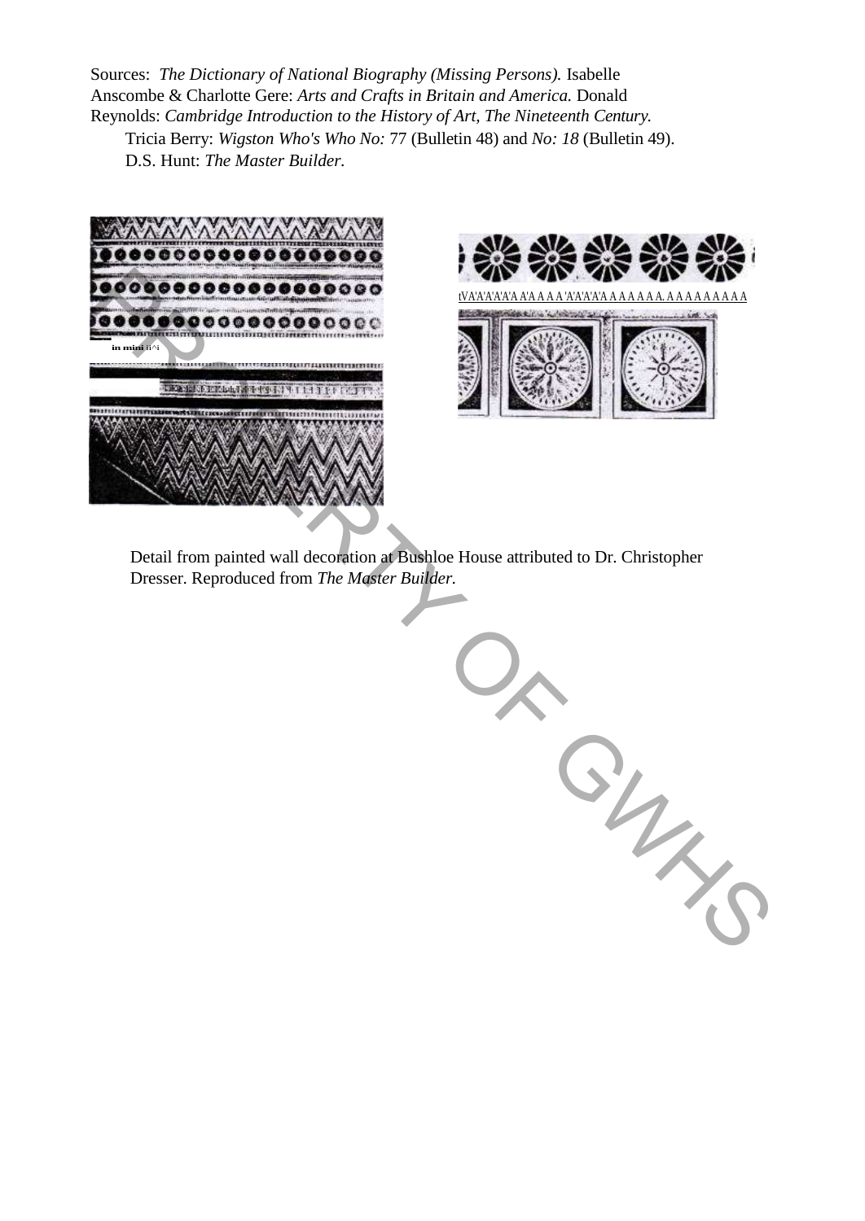Sources: *The Dictionary of National Biography (Missing Persons).* Isabelle Anscombe & Charlotte Gere: *Arts and Crafts in Britain and America.* Donald Reynolds: *Cambridge Introduction to the History of Art, The Nineteenth Century.* Tricia Berry: *Wigston Who's Who No:* 77 (Bulletin 48) and *No: 18* (Bulletin 49). D.S. Hunt: *The Master Builder.*

Detail from painted wall decoration at Bushloe House attributed to Dr. Christopher Dresser. Reproduced from *The Master Builder.*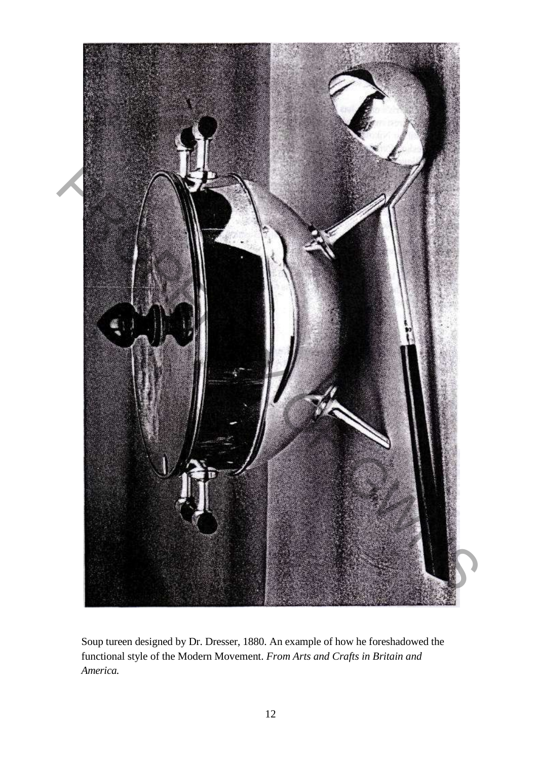Soup tureen designed by Dr. Dresser, 1880. An example of how he foreshadowed the functional style of the Modern Movement. *From Arts and Crafts in Britain and America.*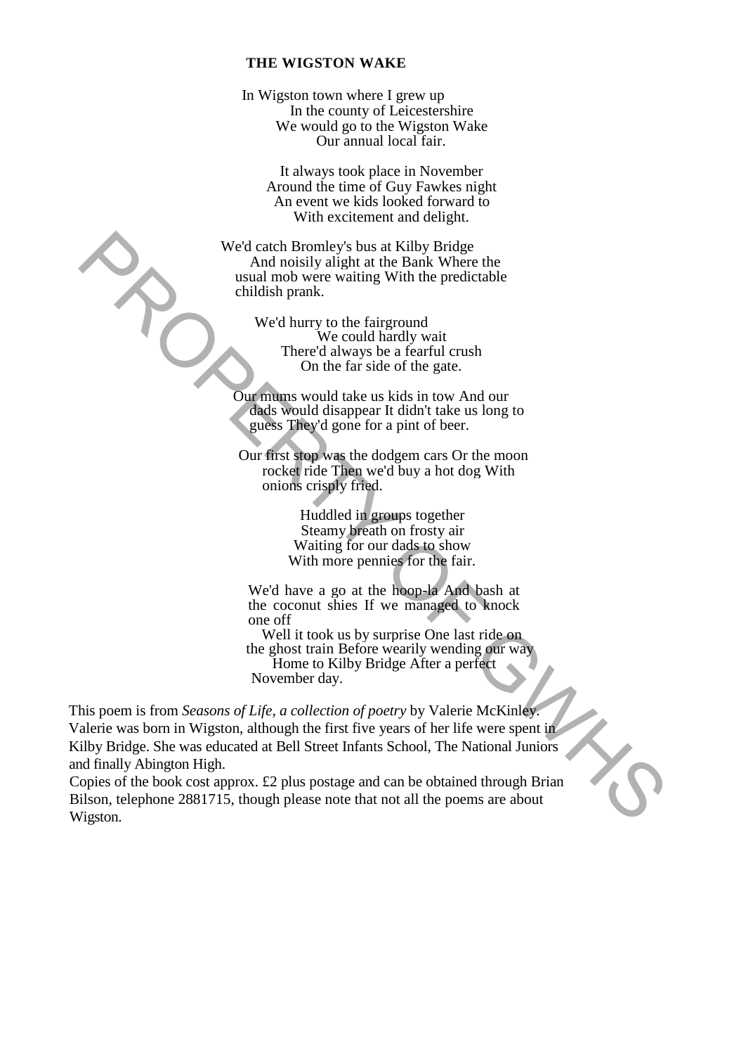**THE WIGSTON WAKE**

In Wigston town where I grew up
In the county of Leicestershire
We would go to the Wigston Wake
Our annual local fair.

It always took place in November
Around the time of Guy Fawkes night
An event we kids looked forward to
With excitement and delight.

We'd catch Bromley's bus at Kilby Bridge
And noisily alight at the Bank Where the usual mob were waiting With the predictable childish prank.

We'd hurry to the fairground
We could hardly wait
There'd always be a fearful crush
On the far side of the gate.

Our mums would take us kids in tow And our dads would disappear It didn't take us long to guess They'd gone for a pint of beer.

Our first stop was the dodgem cars Or the moon rocket ride Then we'd buy a hot dog With onions crisply fried.

Huddled in groups together
Steamy breath on frosty air
Waiting for our dads to show
With more pennies for the fair.

We'd have a go at the hoop-la And bash at the coconut shies If we managed to knock one off
Well it took us by surprise One last ride on the ghost train Before wearily wending our way Home to Kilby Bridge After a perfect November day.

This poem is from *Seasons of Life, a collection of poetry* by Valerie McKinley. Valerie was born in Wigston, although the first five years of her life were spent in Kilby Bridge. She was educated at Bell Street Infants School, The National Juniors and finally Abington High.

Copies of the book cost approx. £2 plus postage and can be obtained through Brian Bilson, telephone 2881715, though please note that not all the poems are about Wigston.